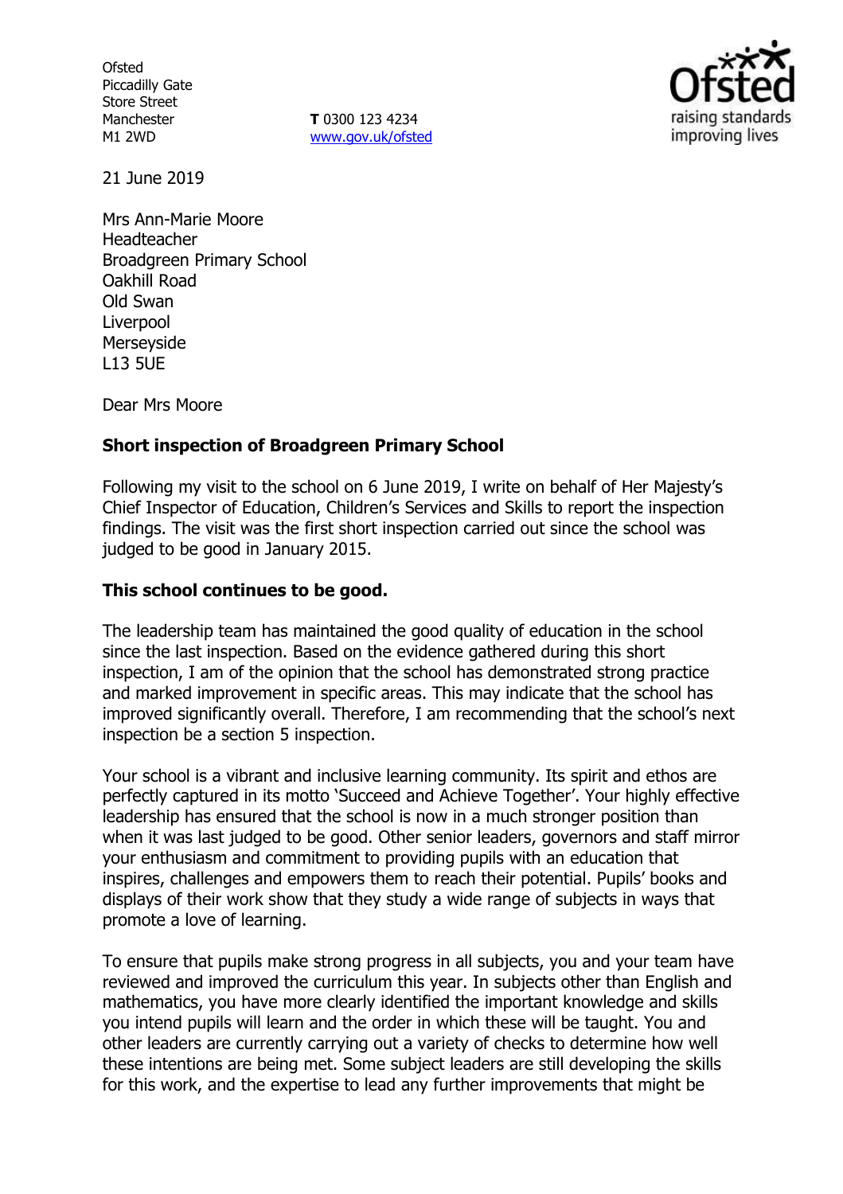Ofsted
Piccadilly Gate
Store Street
Manchester
M1 2WD

**T** 0300 123 4234
www.gov.uk/ofsted

21 June 2019

Mrs Ann-Marie Moore
Headteacher
Broadgreen Primary School
Oakhill Road
Old Swan
Liverpool
Merseyside
L13 5UE

Dear Mrs Moore

**Short inspection of Broadgreen Primary School**

Following my visit to the school on 6 June 2019, I write on behalf of Her Majesty's Chief Inspector of Education, Children's Services and Skills to report the inspection findings. The visit was the first short inspection carried out since the school was judged to be good in January 2015.

**This school continues to be good.**

The leadership team has maintained the good quality of education in the school since the last inspection. Based on the evidence gathered during this short inspection, I am of the opinion that the school has demonstrated strong practice and marked improvement in specific areas. This may indicate that the school has improved significantly overall. Therefore, I am recommending that the school's next inspection be a section 5 inspection.

Your school is a vibrant and inclusive learning community. Its spirit and ethos are perfectly captured in its motto 'Succeed and Achieve Together'. Your highly effective leadership has ensured that the school is now in a much stronger position than when it was last judged to be good. Other senior leaders, governors and staff mirror your enthusiasm and commitment to providing pupils with an education that inspires, challenges and empowers them to reach their potential. Pupils' books and displays of their work show that they study a wide range of subjects in ways that promote a love of learning.

To ensure that pupils make strong progress in all subjects, you and your team have reviewed and improved the curriculum this year. In subjects other than English and mathematics, you have more clearly identified the important knowledge and skills you intend pupils will learn and the order in which these will be taught. You and other leaders are currently carrying out a variety of checks to determine how well these intentions are being met. Some subject leaders are still developing the skills for this work, and the expertise to lead any further improvements that might be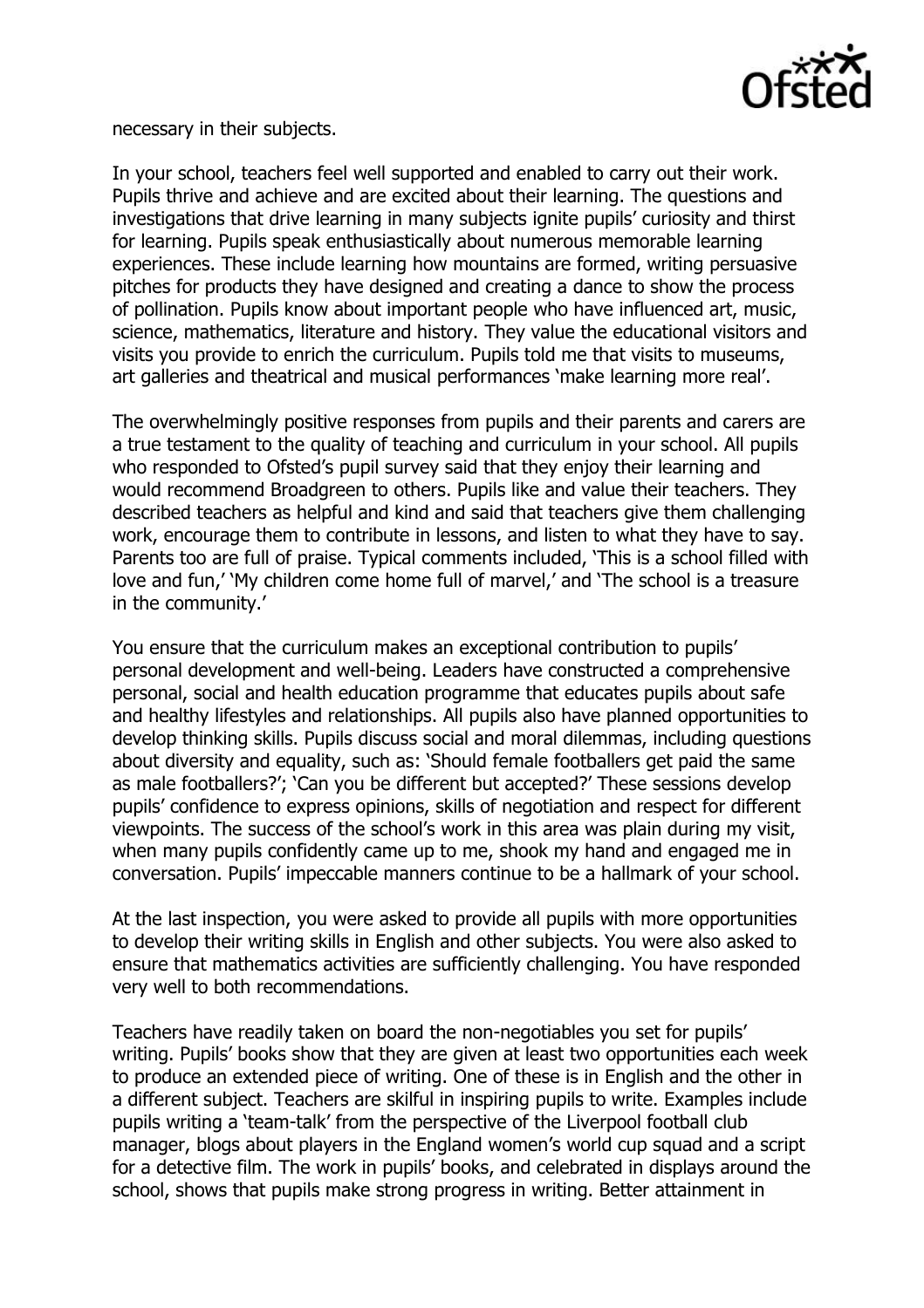necessary in their subjects.

In your school, teachers feel well supported and enabled to carry out their work. Pupils thrive and achieve and are excited about their learning. The questions and investigations that drive learning in many subjects ignite pupils' curiosity and thirst for learning. Pupils speak enthusiastically about numerous memorable learning experiences. These include learning how mountains are formed, writing persuasive pitches for products they have designed and creating a dance to show the process of pollination. Pupils know about important people who have influenced art, music, science, mathematics, literature and history. They value the educational visitors and visits you provide to enrich the curriculum. Pupils told me that visits to museums, art galleries and theatrical and musical performances 'make learning more real'.

The overwhelmingly positive responses from pupils and their parents and carers are a true testament to the quality of teaching and curriculum in your school. All pupils who responded to Ofsted's pupil survey said that they enjoy their learning and would recommend Broadgreen to others. Pupils like and value their teachers. They described teachers as helpful and kind and said that teachers give them challenging work, encourage them to contribute in lessons, and listen to what they have to say. Parents too are full of praise. Typical comments included, 'This is a school filled with love and fun,' 'My children come home full of marvel,' and 'The school is a treasure in the community.'

You ensure that the curriculum makes an exceptional contribution to pupils' personal development and well-being. Leaders have constructed a comprehensive personal, social and health education programme that educates pupils about safe and healthy lifestyles and relationships. All pupils also have planned opportunities to develop thinking skills. Pupils discuss social and moral dilemmas, including questions about diversity and equality, such as: 'Should female footballers get paid the same as male footballers?'; 'Can you be different but accepted?' These sessions develop pupils' confidence to express opinions, skills of negotiation and respect for different viewpoints. The success of the school's work in this area was plain during my visit, when many pupils confidently came up to me, shook my hand and engaged me in conversation. Pupils' impeccable manners continue to be a hallmark of your school.

At the last inspection, you were asked to provide all pupils with more opportunities to develop their writing skills in English and other subjects. You were also asked to ensure that mathematics activities are sufficiently challenging. You have responded very well to both recommendations.

Teachers have readily taken on board the non-negotiables you set for pupils' writing. Pupils' books show that they are given at least two opportunities each week to produce an extended piece of writing. One of these is in English and the other in a different subject. Teachers are skilful in inspiring pupils to write. Examples include pupils writing a 'team-talk' from the perspective of the Liverpool football club manager, blogs about players in the England women's world cup squad and a script for a detective film. The work in pupils' books, and celebrated in displays around the school, shows that pupils make strong progress in writing. Better attainment in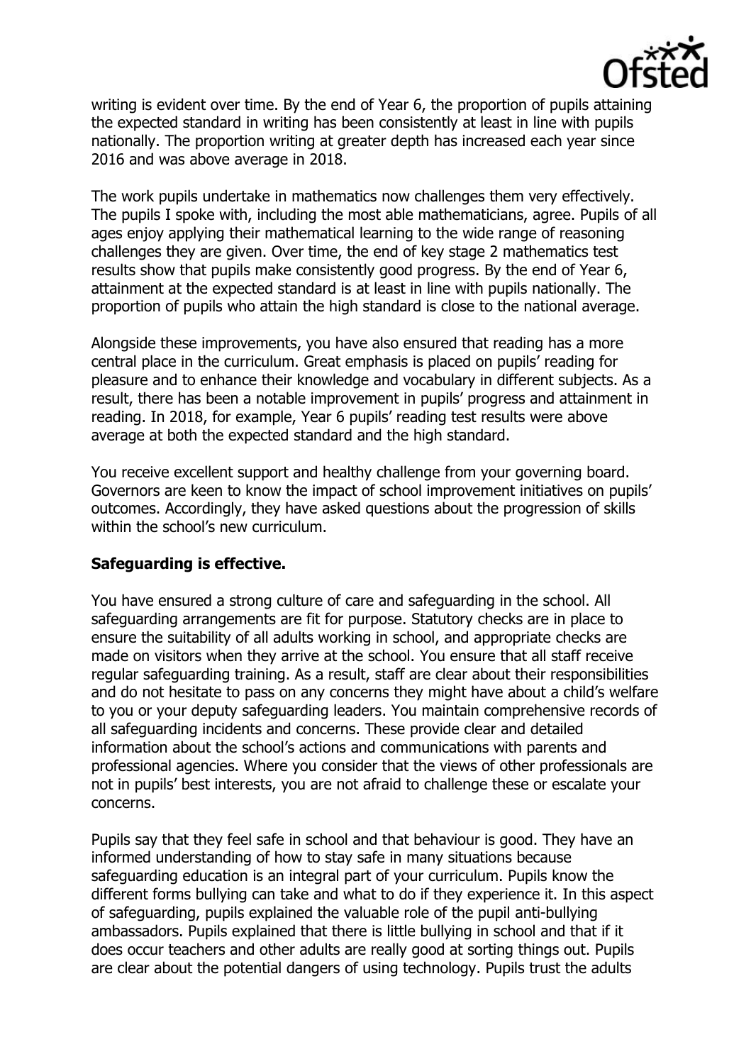writing is evident over time. By the end of Year 6, the proportion of pupils attaining the expected standard in writing has been consistently at least in line with pupils nationally. The proportion writing at greater depth has increased each year since 2016 and was above average in 2018.

The work pupils undertake in mathematics now challenges them very effectively. The pupils I spoke with, including the most able mathematicians, agree. Pupils of all ages enjoy applying their mathematical learning to the wide range of reasoning challenges they are given. Over time, the end of key stage 2 mathematics test results show that pupils make consistently good progress. By the end of Year 6, attainment at the expected standard is at least in line with pupils nationally. The proportion of pupils who attain the high standard is close to the national average.

Alongside these improvements, you have also ensured that reading has a more central place in the curriculum. Great emphasis is placed on pupils' reading for pleasure and to enhance their knowledge and vocabulary in different subjects. As a result, there has been a notable improvement in pupils' progress and attainment in reading. In 2018, for example, Year 6 pupils' reading test results were above average at both the expected standard and the high standard.

You receive excellent support and healthy challenge from your governing board. Governors are keen to know the impact of school improvement initiatives on pupils' outcomes. Accordingly, they have asked questions about the progression of skills within the school's new curriculum.

**Safeguarding is effective.**

You have ensured a strong culture of care and safeguarding in the school. All safeguarding arrangements are fit for purpose. Statutory checks are in place to ensure the suitability of all adults working in school, and appropriate checks are made on visitors when they arrive at the school. You ensure that all staff receive regular safeguarding training. As a result, staff are clear about their responsibilities and do not hesitate to pass on any concerns they might have about a child's welfare to you or your deputy safeguarding leaders. You maintain comprehensive records of all safeguarding incidents and concerns. These provide clear and detailed information about the school's actions and communications with parents and professional agencies. Where you consider that the views of other professionals are not in pupils' best interests, you are not afraid to challenge these or escalate your concerns.

Pupils say that they feel safe in school and that behaviour is good. They have an informed understanding of how to stay safe in many situations because safeguarding education is an integral part of your curriculum. Pupils know the different forms bullying can take and what to do if they experience it. In this aspect of safeguarding, pupils explained the valuable role of the pupil anti-bullying ambassadors. Pupils explained that there is little bullying in school and that if it does occur teachers and other adults are really good at sorting things out. Pupils are clear about the potential dangers of using technology. Pupils trust the adults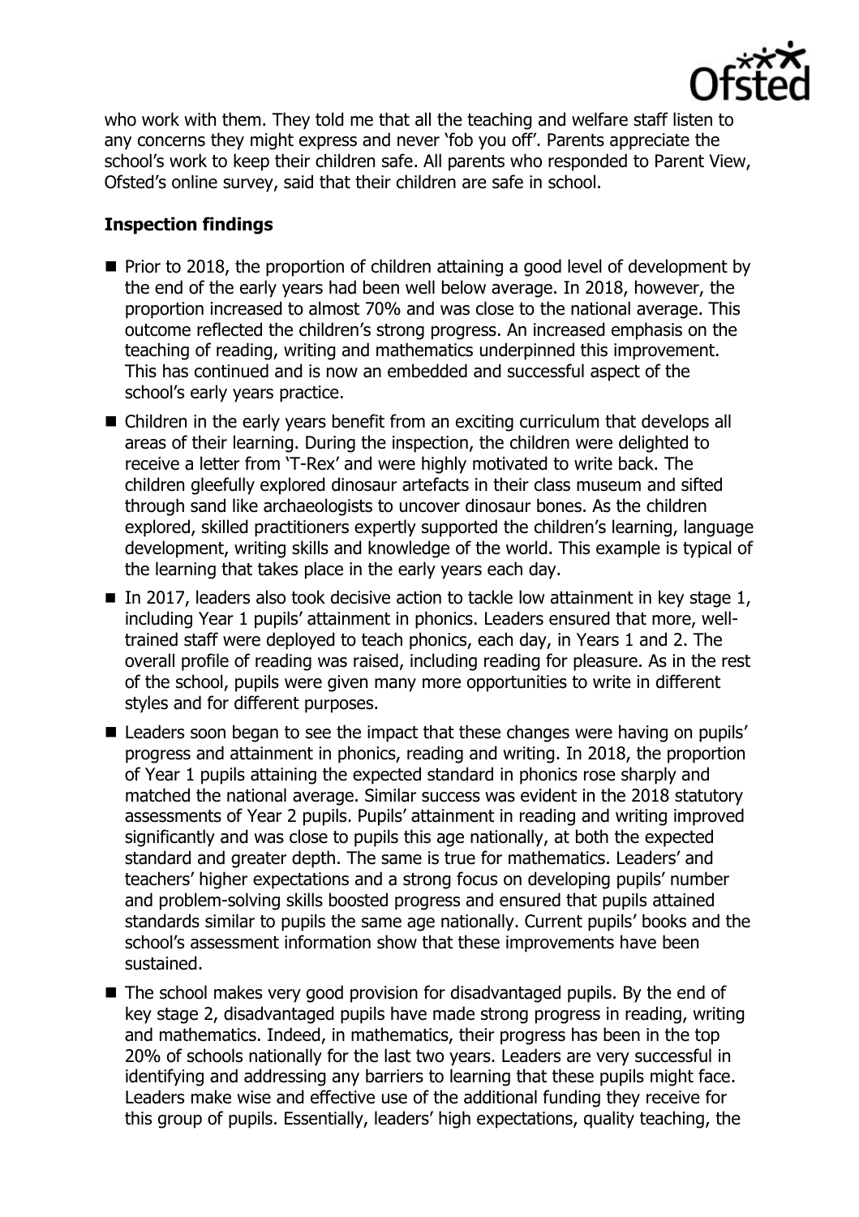who work with them. They told me that all the teaching and welfare staff listen to any concerns they might express and never 'fob you off'. Parents appreciate the school's work to keep their children safe. All parents who responded to Parent View, Ofsted's online survey, said that their children are safe in school.

**Inspection findings**

- Prior to 2018, the proportion of children attaining a good level of development by the end of the early years had been well below average. In 2018, however, the proportion increased to almost 70% and was close to the national average. This outcome reflected the children's strong progress. An increased emphasis on the teaching of reading, writing and mathematics underpinned this improvement. This has continued and is now an embedded and successful aspect of the school's early years practice.
- Children in the early years benefit from an exciting curriculum that develops all areas of their learning. During the inspection, the children were delighted to receive a letter from 'T-Rex' and were highly motivated to write back. The children gleefully explored dinosaur artefacts in their class museum and sifted through sand like archaeologists to uncover dinosaur bones. As the children explored, skilled practitioners expertly supported the children's learning, language development, writing skills and knowledge of the world. This example is typical of the learning that takes place in the early years each day.
- In 2017, leaders also took decisive action to tackle low attainment in key stage 1, including Year 1 pupils' attainment in phonics. Leaders ensured that more, well-trained staff were deployed to teach phonics, each day, in Years 1 and 2. The overall profile of reading was raised, including reading for pleasure. As in the rest of the school, pupils were given many more opportunities to write in different styles and for different purposes.
- Leaders soon began to see the impact that these changes were having on pupils' progress and attainment in phonics, reading and writing. In 2018, the proportion of Year 1 pupils attaining the expected standard in phonics rose sharply and matched the national average. Similar success was evident in the 2018 statutory assessments of Year 2 pupils. Pupils' attainment in reading and writing improved significantly and was close to pupils this age nationally, at both the expected standard and greater depth. The same is true for mathematics. Leaders' and teachers' higher expectations and a strong focus on developing pupils' number and problem-solving skills boosted progress and ensured that pupils attained standards similar to pupils the same age nationally. Current pupils' books and the school's assessment information show that these improvements have been sustained.
- The school makes very good provision for disadvantaged pupils. By the end of key stage 2, disadvantaged pupils have made strong progress in reading, writing and mathematics. Indeed, in mathematics, their progress has been in the top 20% of schools nationally for the last two years. Leaders are very successful in identifying and addressing any barriers to learning that these pupils might face. Leaders make wise and effective use of the additional funding they receive for this group of pupils. Essentially, leaders' high expectations, quality teaching, the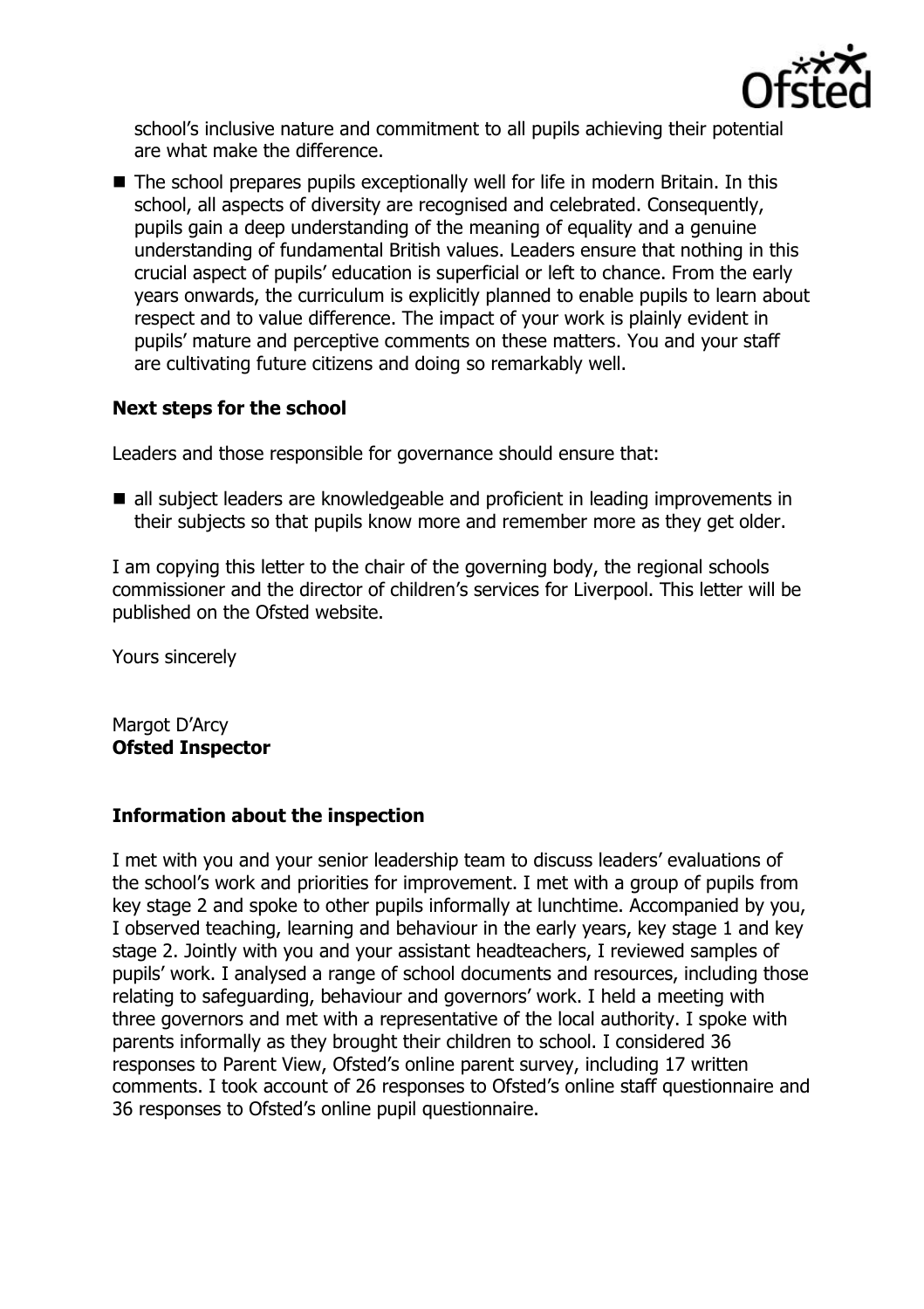school's inclusive nature and commitment to all pupils achieving their potential are what make the difference.

- The school prepares pupils exceptionally well for life in modern Britain. In this school, all aspects of diversity are recognised and celebrated. Consequently, pupils gain a deep understanding of the meaning of equality and a genuine understanding of fundamental British values. Leaders ensure that nothing in this crucial aspect of pupils' education is superficial or left to chance. From the early years onwards, the curriculum is explicitly planned to enable pupils to learn about respect and to value difference. The impact of your work is plainly evident in pupils' mature and perceptive comments on these matters. You and your staff are cultivating future citizens and doing so remarkably well.

**Next steps for the school**

Leaders and those responsible for governance should ensure that:

- all subject leaders are knowledgeable and proficient in leading improvements in their subjects so that pupils know more and remember more as they get older.

I am copying this letter to the chair of the governing body, the regional schools commissioner and the director of children's services for Liverpool. This letter will be published on the Ofsted website.

Yours sincerely

Margot D'Arcy
**Ofsted Inspector**

**Information about the inspection**

I met with you and your senior leadership team to discuss leaders' evaluations of the school's work and priorities for improvement. I met with a group of pupils from key stage 2 and spoke to other pupils informally at lunchtime. Accompanied by you, I observed teaching, learning and behaviour in the early years, key stage 1 and key stage 2. Jointly with you and your assistant headteachers, I reviewed samples of pupils' work. I analysed a range of school documents and resources, including those relating to safeguarding, behaviour and governors' work. I held a meeting with three governors and met with a representative of the local authority. I spoke with parents informally as they brought their children to school. I considered 36 responses to Parent View, Ofsted's online parent survey, including 17 written comments. I took account of 26 responses to Ofsted's online staff questionnaire and 36 responses to Ofsted's online pupil questionnaire.